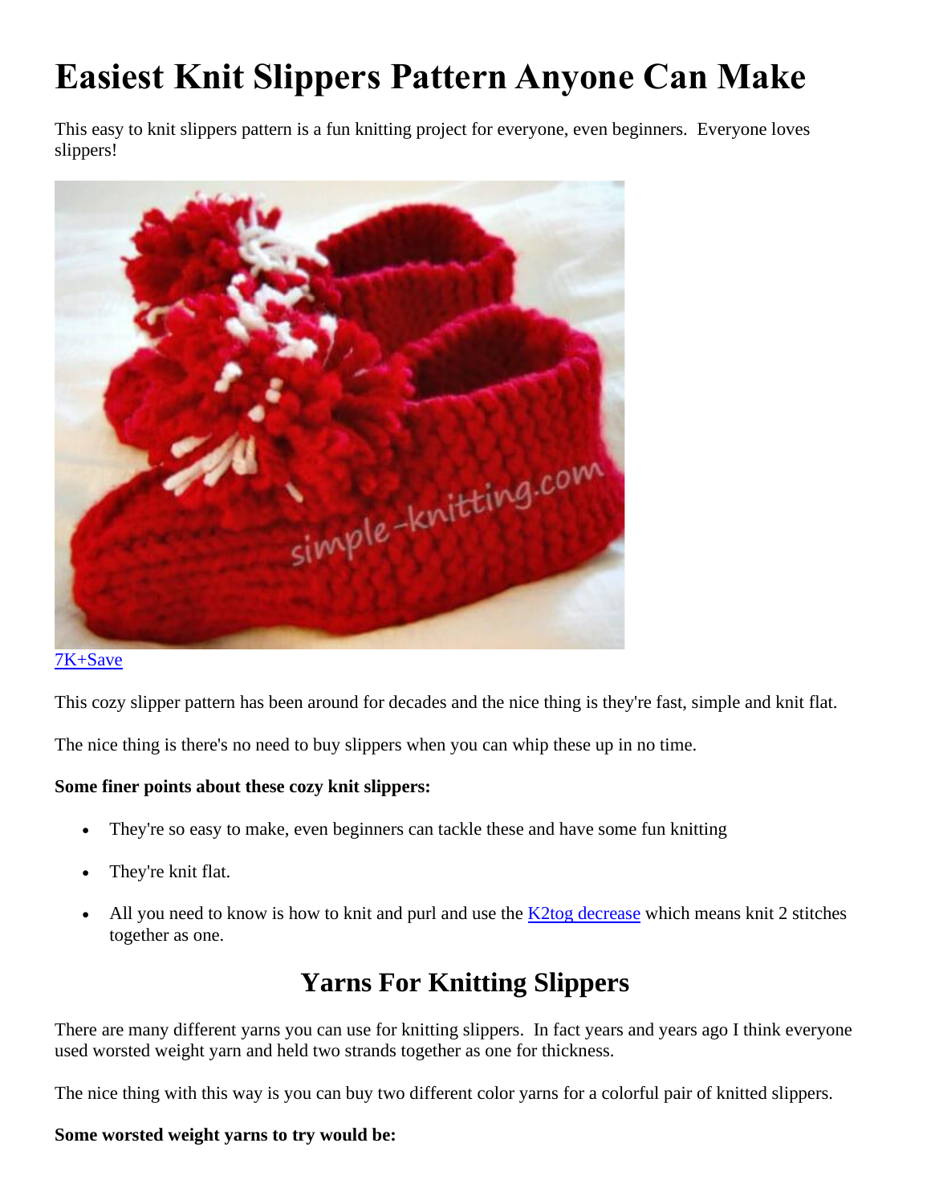# Easiest Knit Slippers Pattern Anyone Can Make

This easy to knit slippers pattern is a fun knitting project for everyone, even beginners. Everyone loves slippers!

[7K+Save]

This cozy slipper pattern has been around for decades and the nice thing is they're fast, simple and knit flat.

The nice thing is there's no need to buy slippers when you can whip these up in no time.

**Some finer points about these cozy knit slippers:**

- They're so easy to make, even beginners can tackle these and have some fun knitting
- They're knit flat.
- All you need to know is how to knit and purl and use the [K2tog decrease] which means knit 2 stitches together as one.

## Yarns For Knitting Slippers

There are many different yarns you can use for knitting slippers. In fact years and years ago I think everyone used worsted weight yarn and held two strands together as one for thickness.

The nice thing with this way is you can buy two different color yarns for a colorful pair of knitted slippers.

**Some worsted weight yarns to try would be:**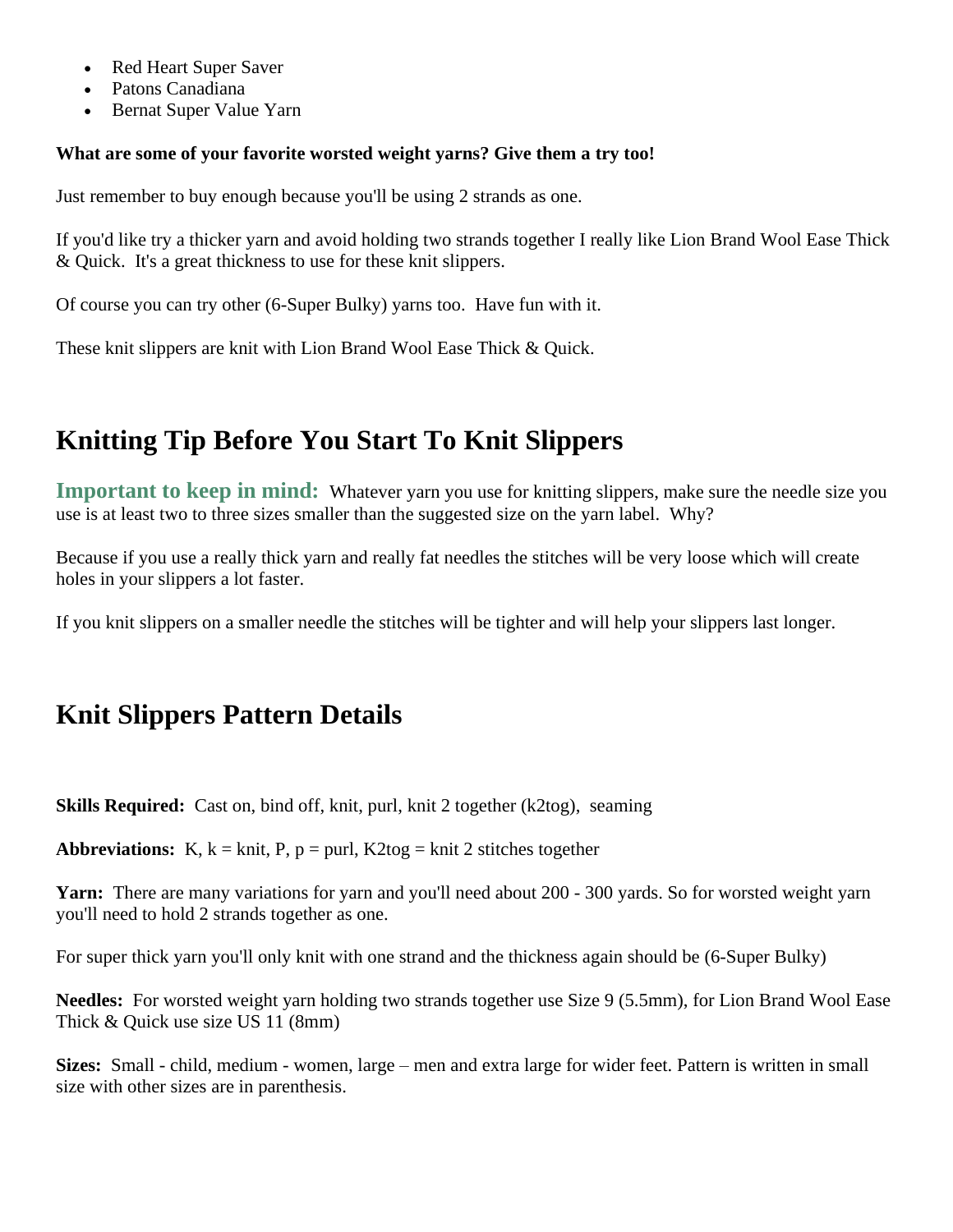- Red Heart Super Saver
- Patons Canadiana
- Bernat Super Value Yarn

**What are some of your favorite worsted weight yarns? Give them a try too!**

Just remember to buy enough because you'll be using 2 strands as one.

If you'd like try a thicker yarn and avoid holding two strands together I really like Lion Brand Wool Ease Thick & Quick. It's a great thickness to use for these knit slippers.

Of course you can try other (6-Super Bulky) yarns too. Have fun with it.

These knit slippers are knit with Lion Brand Wool Ease Thick & Quick.

## Knitting Tip Before You Start To Knit Slippers

**Important to keep in mind:** Whatever yarn you use for knitting slippers, make sure the needle size you use is at least two to three sizes smaller than the suggested size on the yarn label. Why?

Because if you use a really thick yarn and really fat needles the stitches will be very loose which will create holes in your slippers a lot faster.

If you knit slippers on a smaller needle the stitches will be tighter and will help your slippers last longer.

## Knit Slippers Pattern Details

**Skills Required:** Cast on, bind off, knit, purl, knit 2 together (k2tog), seaming

**Abbreviations:** K, k = knit, P, p = purl, K2tog = knit 2 stitches together

**Yarn:** There are many variations for yarn and you'll need about 200 - 300 yards. So for worsted weight yarn you'll need to hold 2 strands together as one.

For super thick yarn you'll only knit with one strand and the thickness again should be (6-Super Bulky)

**Needles:** For worsted weight yarn holding two strands together use Size 9 (5.5mm), for Lion Brand Wool Ease Thick & Quick use size US 11 (8mm)

**Sizes:** Small - child, medium - women, large – men and extra large for wider feet. Pattern is written in small size with other sizes are in parenthesis.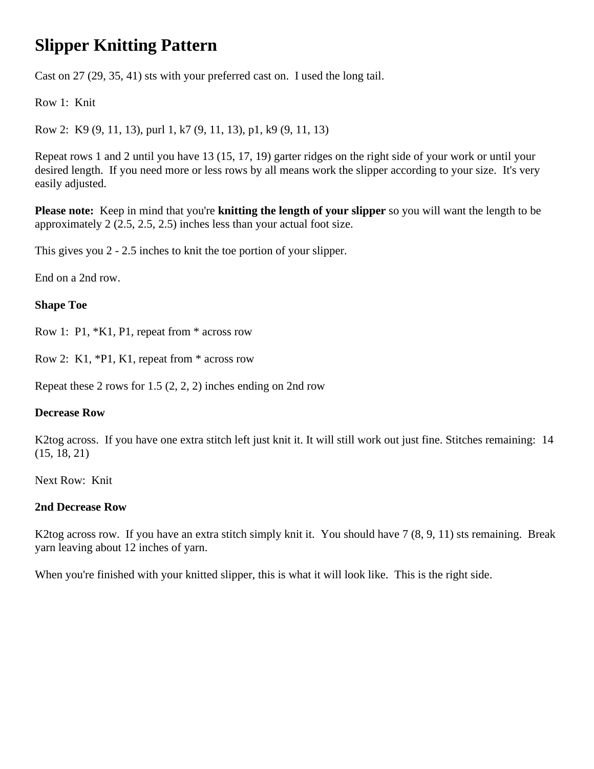# Slipper Knitting Pattern

Cast on 27 (29, 35, 41) sts with your preferred cast on. I used the long tail.

Row 1: Knit

Row 2: K9 (9, 11, 13), purl 1, k7 (9, 11, 13), p1, k9 (9, 11, 13)

Repeat rows 1 and 2 until you have 13 (15, 17, 19) garter ridges on the right side of your work or until your desired length. If you need more or less rows by all means work the slipper according to your size. It's very easily adjusted.

**Please note:** Keep in mind that you're **knitting the length of your slipper** so you will want the length to be approximately 2 (2.5, 2.5, 2.5) inches less than your actual foot size.

This gives you 2 - 2.5 inches to knit the toe portion of your slipper.

End on a 2nd row.

**Shape Toe**

Row 1: P1, *K1, P1, repeat from * across row

Row 2: K1, *P1, K1, repeat from * across row

Repeat these 2 rows for 1.5 (2, 2, 2) inches ending on 2nd row

**Decrease Row**

K2tog across. If you have one extra stitch left just knit it. It will still work out just fine. Stitches remaining: 14 (15, 18, 21)

Next Row: Knit

**2nd Decrease Row**

K2tog across row. If you have an extra stitch simply knit it. You should have 7 (8, 9, 11) sts remaining. Break yarn leaving about 12 inches of yarn.

When you're finished with your knitted slipper, this is what it will look like. This is the right side.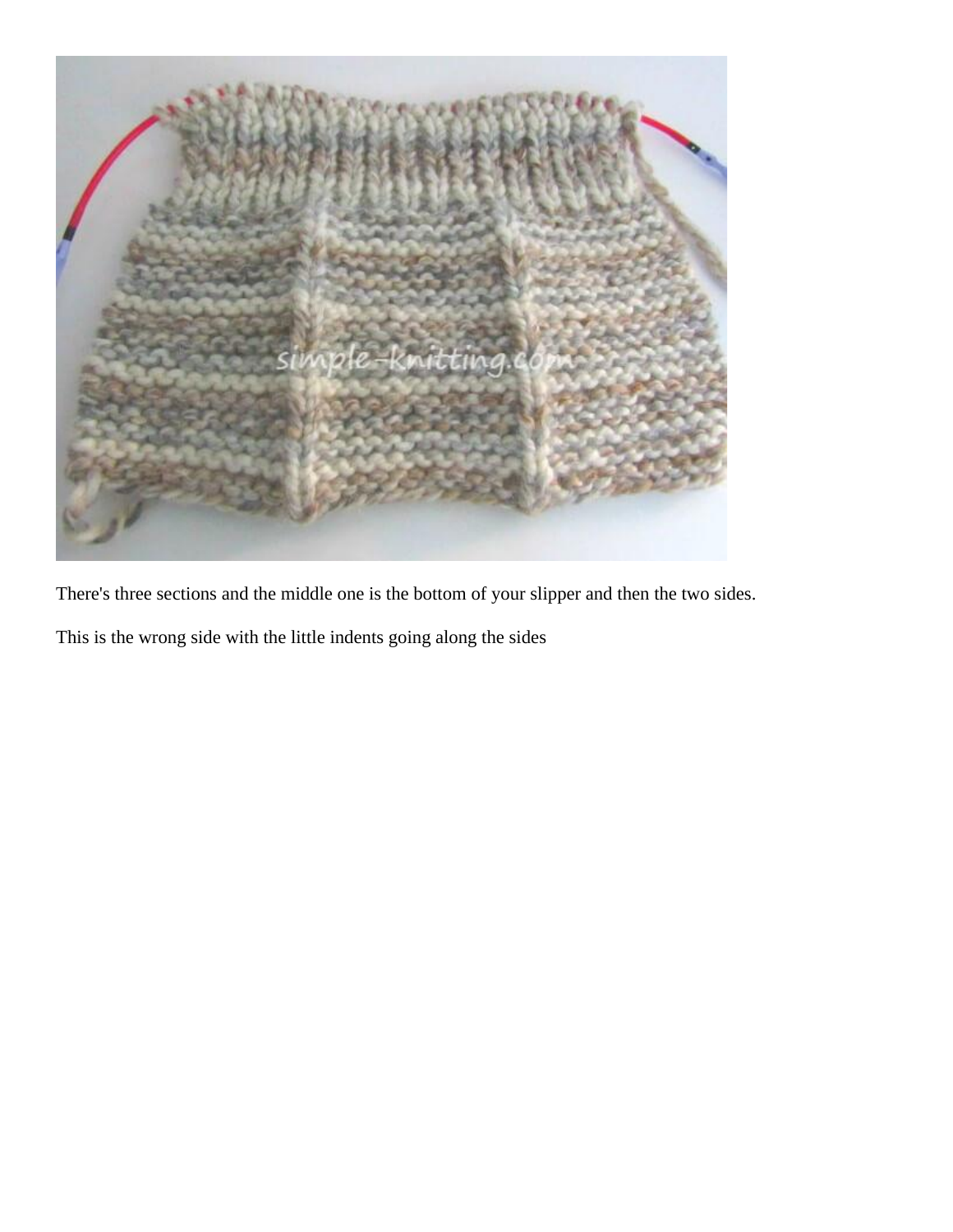There's three sections and the middle one is the bottom of your slipper and then the two sides.

This is the wrong side with the little indents going along the sides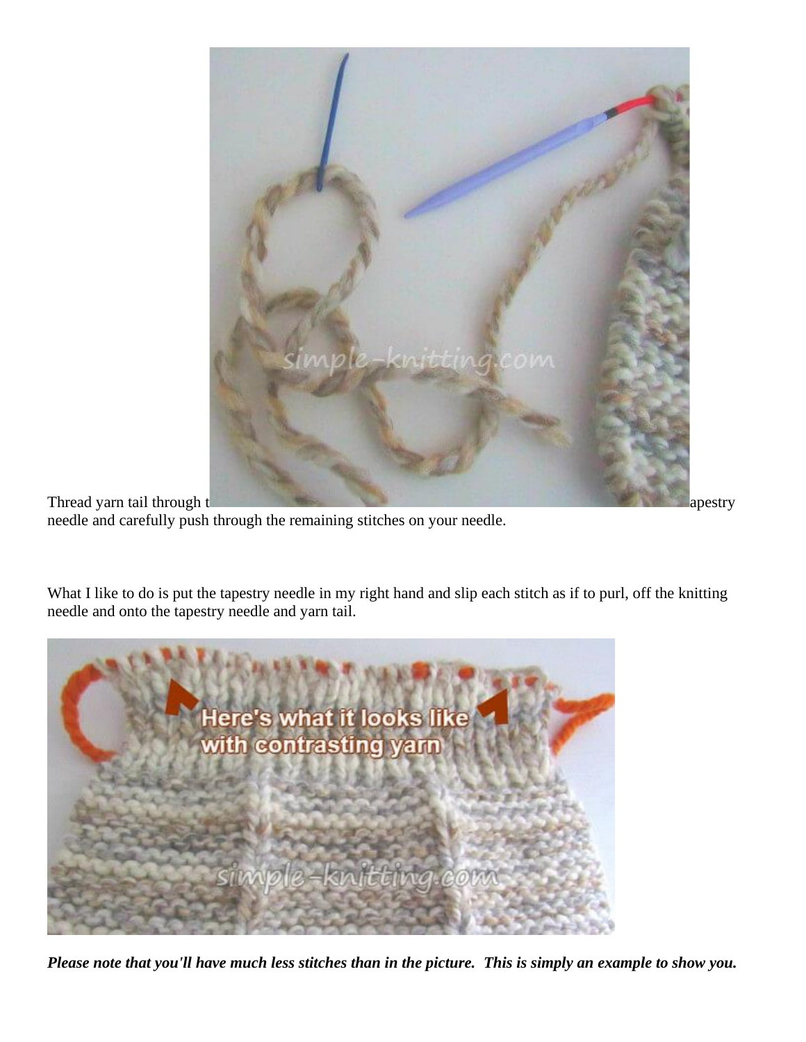Thread yarn tail through t apestry needle and carefully push through the remaining stitches on your needle.

What I like to do is put the tapestry needle in my right hand and slip each stitch as if to purl, off the knitting needle and onto the tapestry needle and yarn tail.

***Please note that you'll have much less stitches than in the picture. This is simply an example to show you.***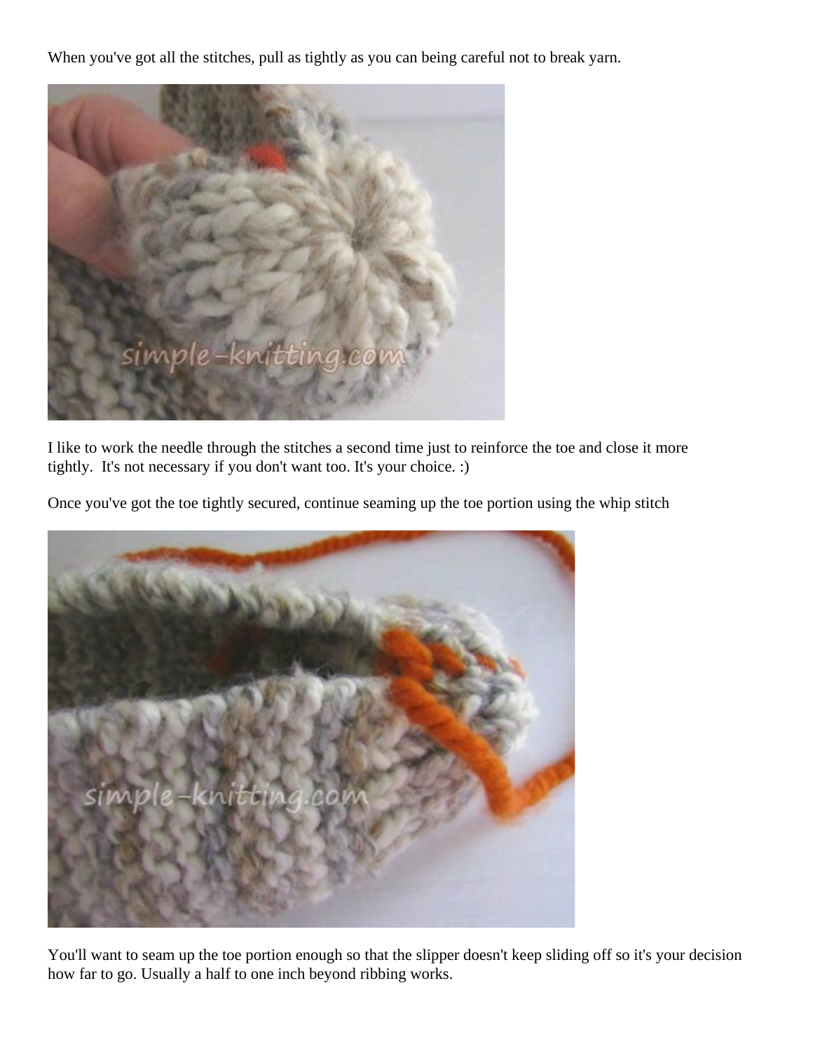When you've got all the stitches, pull as tightly as you can being careful not to break yarn.

I like to work the needle through the stitches a second time just to reinforce the toe and close it more tightly.  It's not necessary if you don't want too. It's your choice. :)

Once you've got the toe tightly secured, continue seaming up the toe portion using the whip stitch

You'll want to seam up the toe portion enough so that the slipper doesn't keep sliding off so it's your decision how far to go. Usually a half to one inch beyond ribbing works.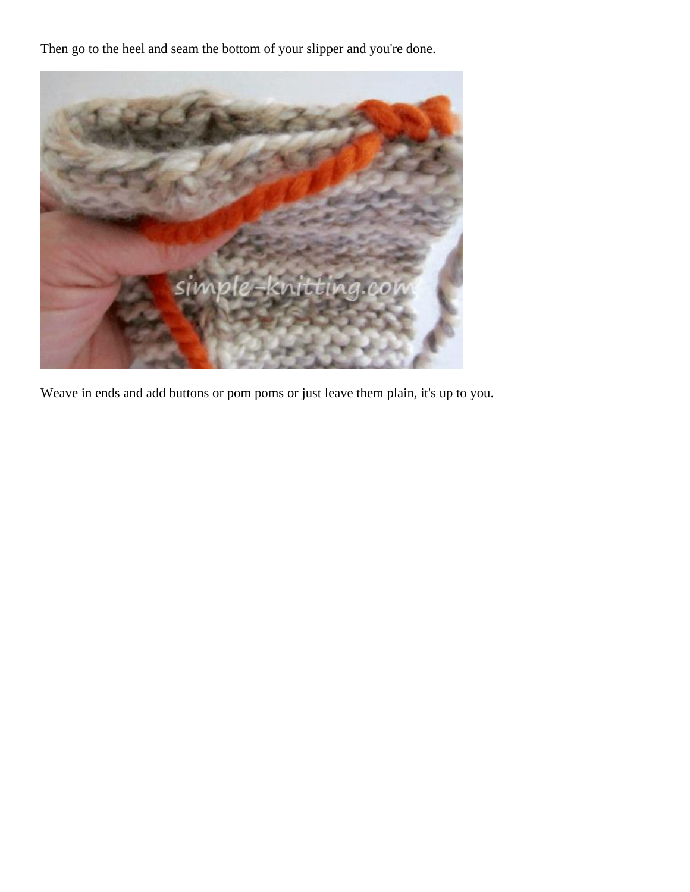Then go to the heel and seam the bottom of your slipper and you're done.

Weave in ends and add buttons or pom poms or just leave them plain, it's up to you.